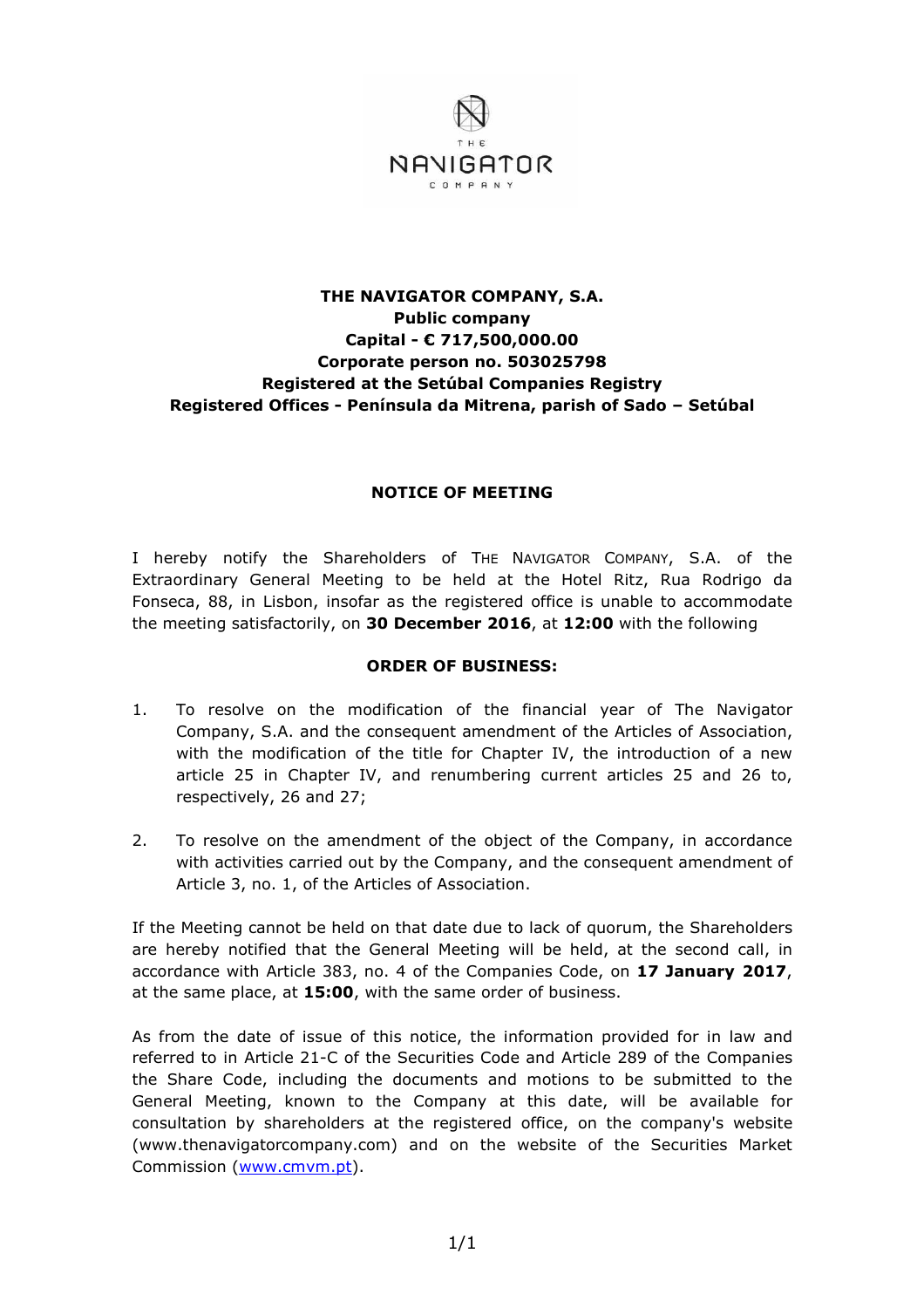**THE NAVIGATOR COMPANY, S.A.**
**Public company**
**Capital - € 717,500,000.00**
**Corporate person no. 503025798**
**Registered at the Setúbal Companies Registry**
**Registered Offices - Península da Mitrena, parish of Sado – Setúbal**

## NOTICE OF MEETING

I hereby notify the Shareholders of THE NAVIGATOR COMPANY, S.A. of the Extraordinary General Meeting to be held at the Hotel Ritz, Rua Rodrigo da Fonseca, 88, in Lisbon, insofar as the registered office is unable to accommodate the meeting satisfactorily, on **30 December 2016**, at **12:00** with the following

### ORDER OF BUSINESS:

1. To resolve on the modification of the financial year of The Navigator Company, S.A. and the consequent amendment of the Articles of Association, with the modification of the title for Chapter IV, the introduction of a new article 25 in Chapter IV, and renumbering current articles 25 and 26 to, respectively, 26 and 27;

2. To resolve on the amendment of the object of the Company, in accordance with activities carried out by the Company, and the consequent amendment of Article 3, no. 1, of the Articles of Association.

If the Meeting cannot be held on that date due to lack of quorum, the Shareholders are hereby notified that the General Meeting will be held, at the second call, in accordance with Article 383, no. 4 of the Companies Code, on **17 January 2017**, at the same place, at **15:00**, with the same order of business.

As from the date of issue of this notice, the information provided for in law and referred to in Article 21-C of the Securities Code and Article 289 of the Companies the Share Code, including the documents and motions to be submitted to the General Meeting, known to the Company at this date, will be available for consultation by shareholders at the registered office, on the company's website (www.thenavigatorcompany.com) and on the website of the Securities Market Commission (www.cmvm.pt).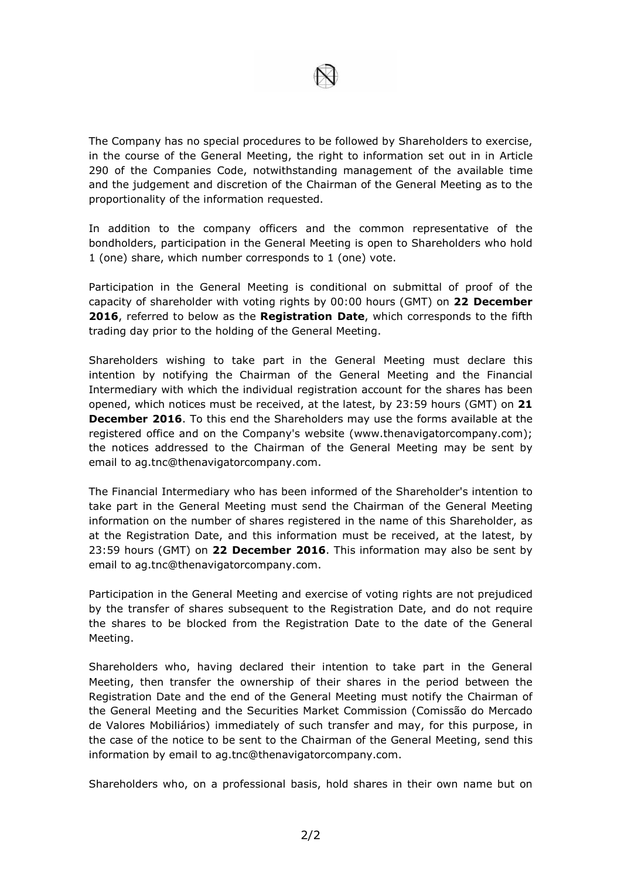The Company has no special procedures to be followed by Shareholders to exercise, in the course of the General Meeting, the right to information set out in in Article 290 of the Companies Code, notwithstanding management of the available time and the judgement and discretion of the Chairman of the General Meeting as to the proportionality of the information requested.

In addition to the company officers and the common representative of the bondholders, participation in the General Meeting is open to Shareholders who hold 1 (one) share, which number corresponds to 1 (one) vote.

Participation in the General Meeting is conditional on submittal of proof of the capacity of shareholder with voting rights by 00:00 hours (GMT) on **22 December 2016**, referred to below as the **Registration Date**, which corresponds to the fifth trading day prior to the holding of the General Meeting.

Shareholders wishing to take part in the General Meeting must declare this intention by notifying the Chairman of the General Meeting and the Financial Intermediary with which the individual registration account for the shares has been opened, which notices must be received, at the latest, by 23:59 hours (GMT) on **21 December 2016**. To this end the Shareholders may use the forms available at the registered office and on the Company's website (www.thenavigatorcompany.com); the notices addressed to the Chairman of the General Meeting may be sent by email to ag.tnc@thenavigatorcompany.com.

The Financial Intermediary who has been informed of the Shareholder's intention to take part in the General Meeting must send the Chairman of the General Meeting information on the number of shares registered in the name of this Shareholder, as at the Registration Date, and this information must be received, at the latest, by 23:59 hours (GMT) on **22 December 2016**. This information may also be sent by email to ag.tnc@thenavigatorcompany.com.

Participation in the General Meeting and exercise of voting rights are not prejudiced by the transfer of shares subsequent to the Registration Date, and do not require the shares to be blocked from the Registration Date to the date of the General Meeting.

Shareholders who, having declared their intention to take part in the General Meeting, then transfer the ownership of their shares in the period between the Registration Date and the end of the General Meeting must notify the Chairman of the General Meeting and the Securities Market Commission (Comissão do Mercado de Valores Mobiliários) immediately of such transfer and may, for this purpose, in the case of the notice to be sent to the Chairman of the General Meeting, send this information by email to ag.tnc@thenavigatorcompany.com.

Shareholders who, on a professional basis, hold shares in their own name but on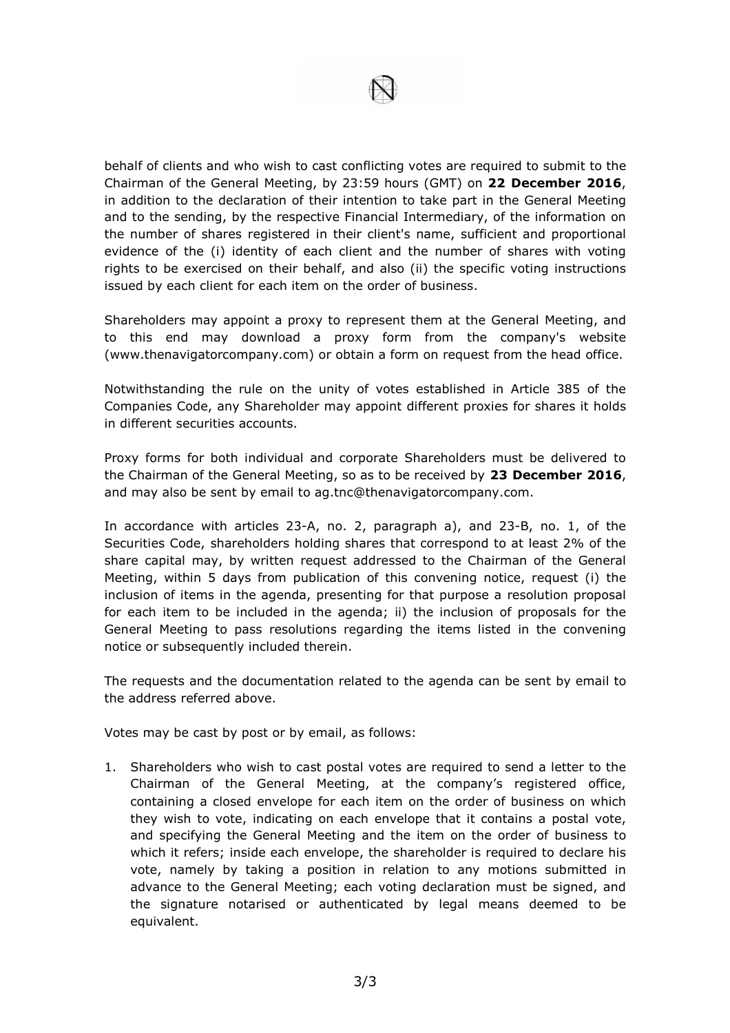behalf of clients and who wish to cast conflicting votes are required to submit to the Chairman of the General Meeting, by 23:59 hours (GMT) on **22 December 2016**, in addition to the declaration of their intention to take part in the General Meeting and to the sending, by the respective Financial Intermediary, of the information on the number of shares registered in their client's name, sufficient and proportional evidence of the (i) identity of each client and the number of shares with voting rights to be exercised on their behalf, and also (ii) the specific voting instructions issued by each client for each item on the order of business.

Shareholders may appoint a proxy to represent them at the General Meeting, and to this end may download a proxy form from the company's website (www.thenavigatorcompany.com) or obtain a form on request from the head office.

Notwithstanding the rule on the unity of votes established in Article 385 of the Companies Code, any Shareholder may appoint different proxies for shares it holds in different securities accounts.

Proxy forms for both individual and corporate Shareholders must be delivered to the Chairman of the General Meeting, so as to be received by **23 December 2016**, and may also be sent by email to ag.tnc@thenavigatorcompany.com.

In accordance with articles 23-A, no. 2, paragraph a), and 23-B, no. 1, of the Securities Code, shareholders holding shares that correspond to at least 2% of the share capital may, by written request addressed to the Chairman of the General Meeting, within 5 days from publication of this convening notice, request (i) the inclusion of items in the agenda, presenting for that purpose a resolution proposal for each item to be included in the agenda; ii) the inclusion of proposals for the General Meeting to pass resolutions regarding the items listed in the convening notice or subsequently included therein.

The requests and the documentation related to the agenda can be sent by email to the address referred above.

Votes may be cast by post or by email, as follows:

1. Shareholders who wish to cast postal votes are required to send a letter to the Chairman of the General Meeting, at the company's registered office, containing a closed envelope for each item on the order of business on which they wish to vote, indicating on each envelope that it contains a postal vote, and specifying the General Meeting and the item on the order of business to which it refers; inside each envelope, the shareholder is required to declare his vote, namely by taking a position in relation to any motions submitted in advance to the General Meeting; each voting declaration must be signed, and the signature notarised or authenticated by legal means deemed to be equivalent.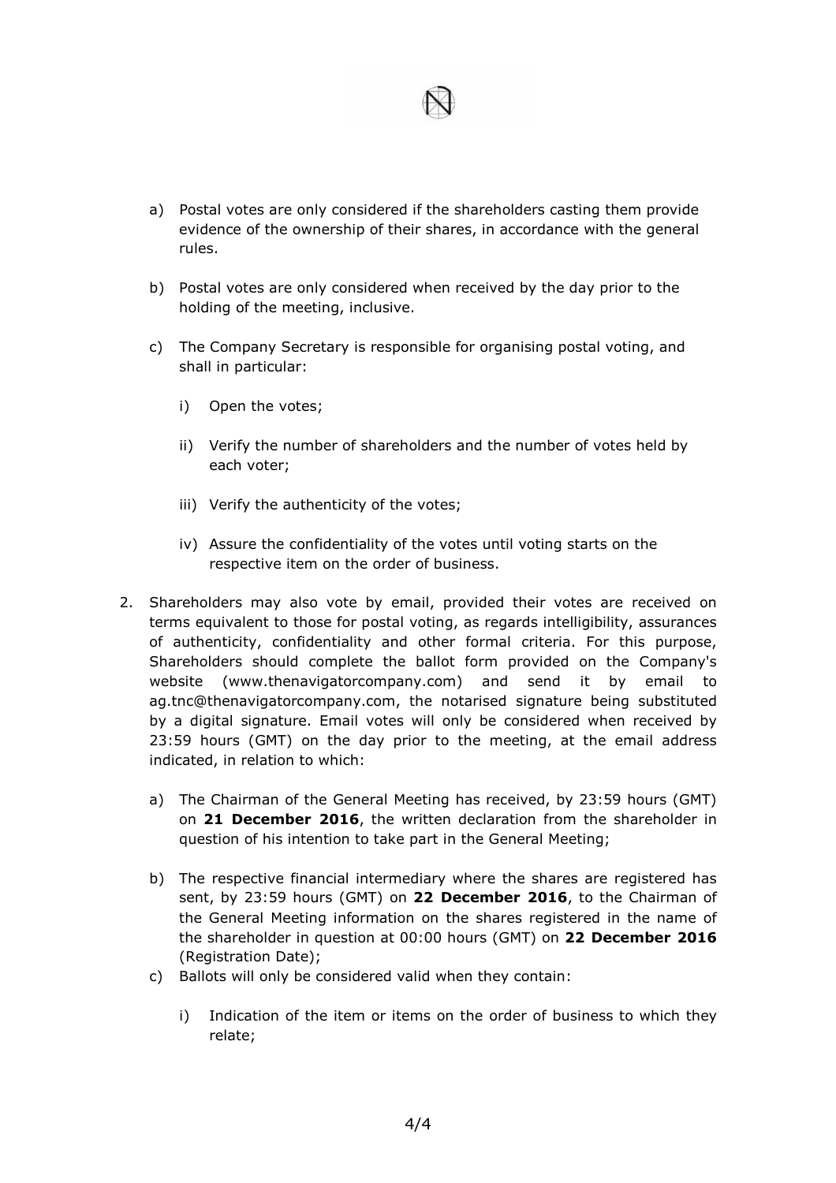a) Postal votes are only considered if the shareholders casting them provide evidence of the ownership of their shares, in accordance with the general rules.

b) Postal votes are only considered when received by the day prior to the holding of the meeting, inclusive.

c) The Company Secretary is responsible for organising postal voting, and shall in particular:

   i) Open the votes;

   ii) Verify the number of shareholders and the number of votes held by each voter;

   iii) Verify the authenticity of the votes;

   iv) Assure the confidentiality of the votes until voting starts on the respective item on the order of business.

2. Shareholders may also vote by email, provided their votes are received on terms equivalent to those for postal voting, as regards intelligibility, assurances of authenticity, confidentiality and other formal criteria. For this purpose, Shareholders should complete the ballot form provided on the Company's website (www.thenavigatorcompany.com) and send it by email to ag.tnc@thenavigatorcompany.com, the notarised signature being substituted by a digital signature. Email votes will only be considered when received by 23:59 hours (GMT) on the day prior to the meeting, at the email address indicated, in relation to which:

   a) The Chairman of the General Meeting has received, by 23:59 hours (GMT) on **21 December 2016**, the written declaration from the shareholder in question of his intention to take part in the General Meeting;

   b) The respective financial intermediary where the shares are registered has sent, by 23:59 hours (GMT) on **22 December 2016**, to the Chairman of the General Meeting information on the shares registered in the name of the shareholder in question at 00:00 hours (GMT) on **22 December 2016** (Registration Date);

   c) Ballots will only be considered valid when they contain:

      i) Indication of the item or items on the order of business to which they relate;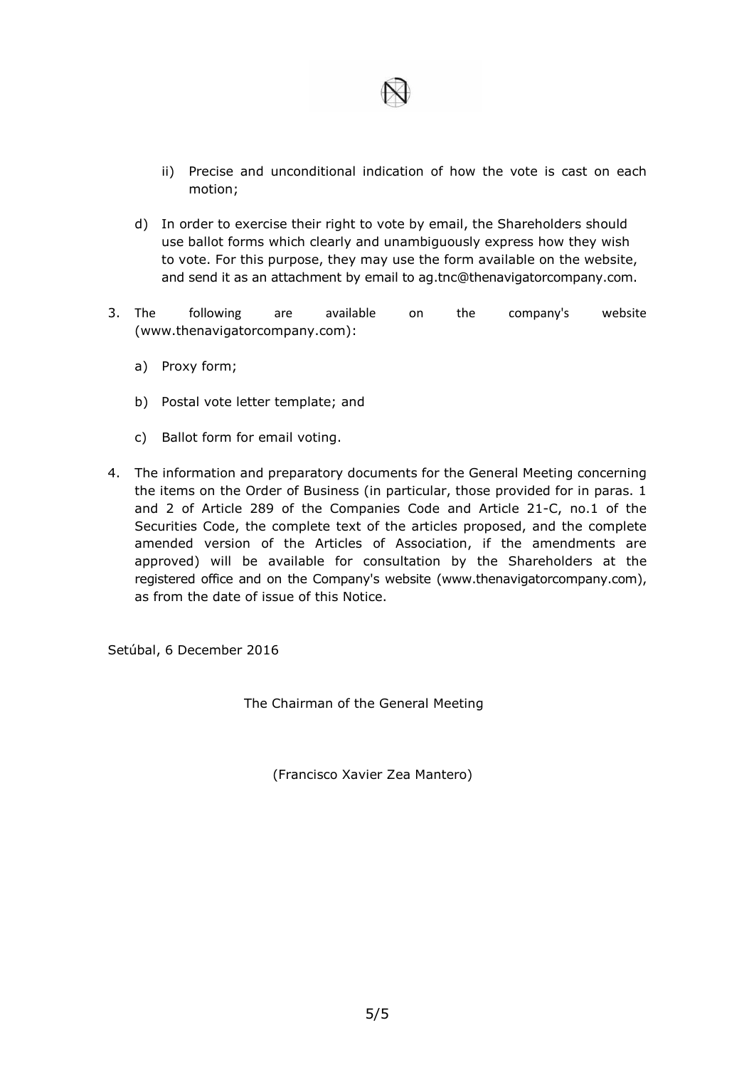ii) Precise and unconditional indication of how the vote is cast on each motion;

d) In order to exercise their right to vote by email, the Shareholders should use ballot forms which clearly and unambiguously express how they wish to vote. For this purpose, they may use the form available on the website, and send it as an attachment by email to ag.tnc@thenavigatorcompany.com.

3. The following are available on the company's website (www.thenavigatorcompany.com):

   a) Proxy form;

   b) Postal vote letter template; and

   c) Ballot form for email voting.

4. The information and preparatory documents for the General Meeting concerning the items on the Order of Business (in particular, those provided for in paras. 1 and 2 of Article 289 of the Companies Code and Article 21-C, no.1 of the Securities Code, the complete text of the articles proposed, and the complete amended version of the Articles of Association, if the amendments are approved) will be available for consultation by the Shareholders at the registered office and on the Company's website (www.thenavigatorcompany.com), as from the date of issue of this Notice.

Setúbal, 6 December 2016

The Chairman of the General Meeting

(Francisco Xavier Zea Mantero)